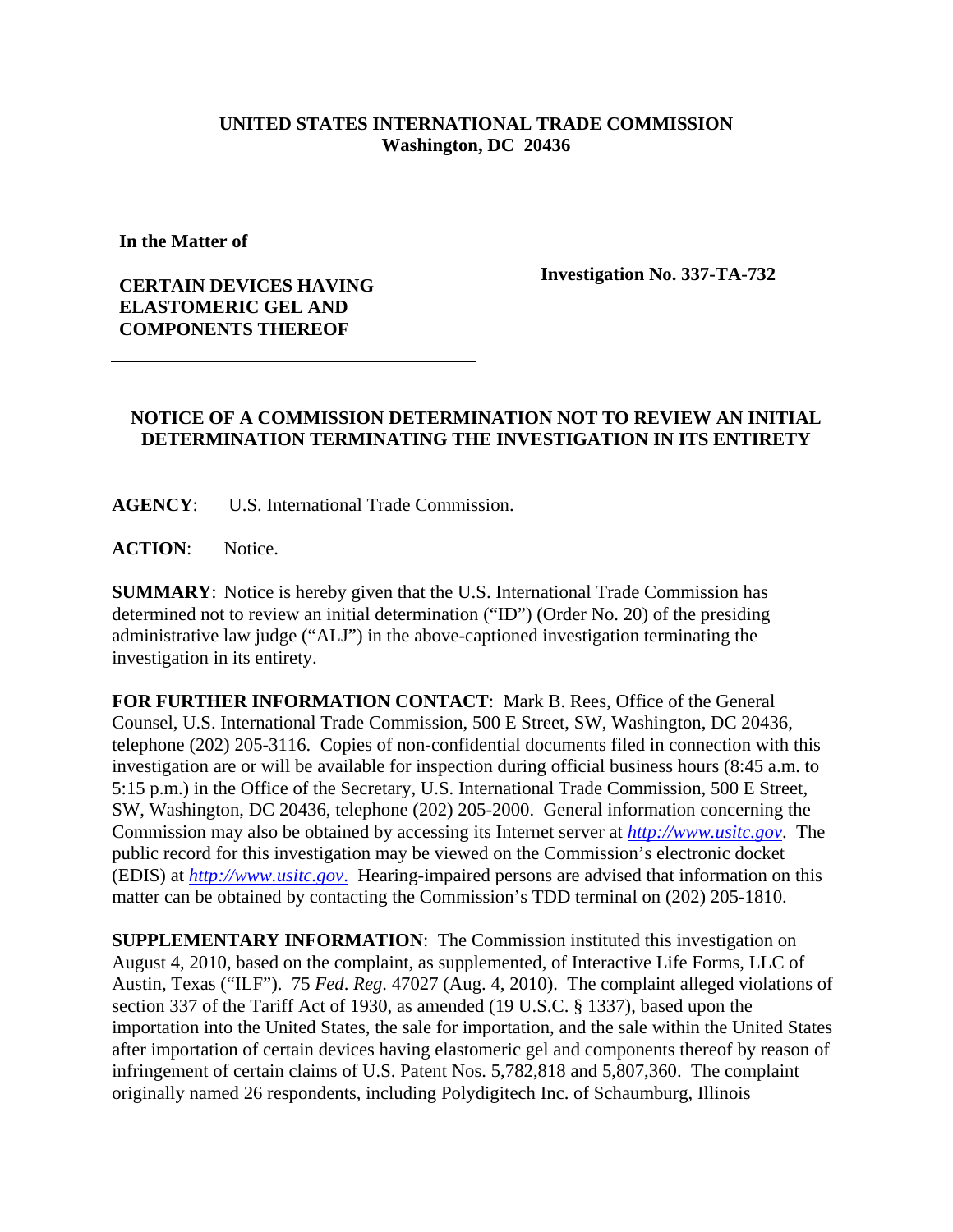**UNITED STATES INTERNATIONAL TRADE COMMISSION**
**Washington, DC 20436**

| | |
|---|---|
| **In the Matter of**<br><br>**CERTAIN DEVICES HAVING ELASTOMERIC GEL AND COMPONENTS THEREOF** | **Investigation No. 337-TA-732** |

**NOTICE OF A COMMISSION DETERMINATION NOT TO REVIEW AN INITIAL DETERMINATION TERMINATING THE INVESTIGATION IN ITS ENTIRETY**

**AGENCY**: U.S. International Trade Commission.

**ACTION**: Notice.

**SUMMARY**: Notice is hereby given that the U.S. International Trade Commission has determined not to review an initial determination ("ID") (Order No. 20) of the presiding administrative law judge ("ALJ") in the above-captioned investigation terminating the investigation in its entirety.

**FOR FURTHER INFORMATION CONTACT**: Mark B. Rees, Office of the General Counsel, U.S. International Trade Commission, 500 E Street, SW, Washington, DC 20436, telephone (202) 205-3116. Copies of non-confidential documents filed in connection with this investigation are or will be available for inspection during official business hours (8:45 a.m. to 5:15 p.m.) in the Office of the Secretary, U.S. International Trade Commission, 500 E Street, SW, Washington, DC 20436, telephone (202) 205-2000. General information concerning the Commission may also be obtained by accessing its Internet server at *http://www.usitc.gov*. The public record for this investigation may be viewed on the Commission's electronic docket (EDIS) at *http://www.usitc.gov*. Hearing-impaired persons are advised that information on this matter can be obtained by contacting the Commission's TDD terminal on (202) 205-1810.

**SUPPLEMENTARY INFORMATION**: The Commission instituted this investigation on August 4, 2010, based on the complaint, as supplemented, of Interactive Life Forms, LLC of Austin, Texas ("ILF"). 75 *Fed. Reg.* 47027 (Aug. 4, 2010). The complaint alleged violations of section 337 of the Tariff Act of 1930, as amended (19 U.S.C. § 1337), based upon the importation into the United States, the sale for importation, and the sale within the United States after importation of certain devices having elastomeric gel and components thereof by reason of infringement of certain claims of U.S. Patent Nos. 5,782,818 and 5,807,360. The complaint originally named 26 respondents, including Polydigitech Inc. of Schaumburg, Illinois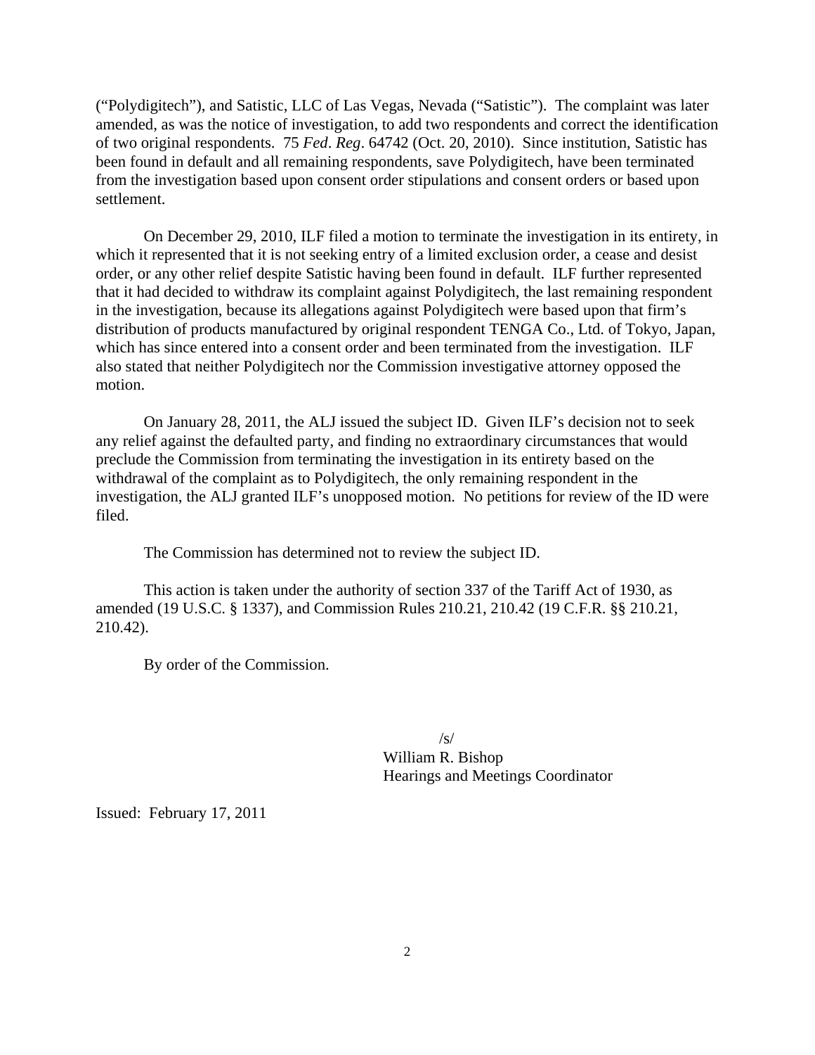("Polydigitech"), and Satistic, LLC of Las Vegas, Nevada ("Satistic"). The complaint was later amended, as was the notice of investigation, to add two respondents and correct the identification of two original respondents. 75 *Fed*. *Reg*. 64742 (Oct. 20, 2010). Since institution, Satistic has been found in default and all remaining respondents, save Polydigitech, have been terminated from the investigation based upon consent order stipulations and consent orders or based upon settlement.

On December 29, 2010, ILF filed a motion to terminate the investigation in its entirety, in which it represented that it is not seeking entry of a limited exclusion order, a cease and desist order, or any other relief despite Satistic having been found in default. ILF further represented that it had decided to withdraw its complaint against Polydigitech, the last remaining respondent in the investigation, because its allegations against Polydigitech were based upon that firm's distribution of products manufactured by original respondent TENGA Co., Ltd. of Tokyo, Japan, which has since entered into a consent order and been terminated from the investigation. ILF also stated that neither Polydigitech nor the Commission investigative attorney opposed the motion.

On January 28, 2011, the ALJ issued the subject ID. Given ILF's decision not to seek any relief against the defaulted party, and finding no extraordinary circumstances that would preclude the Commission from terminating the investigation in its entirety based on the withdrawal of the complaint as to Polydigitech, the only remaining respondent in the investigation, the ALJ granted ILF's unopposed motion. No petitions for review of the ID were filed.

The Commission has determined not to review the subject ID.

This action is taken under the authority of section 337 of the Tariff Act of 1930, as amended (19 U.S.C. § 1337), and Commission Rules 210.21, 210.42 (19 C.F.R. §§ 210.21, 210.42).

By order of the Commission.

/s/
William R. Bishop
Hearings and Meetings Coordinator

Issued: February 17, 2011